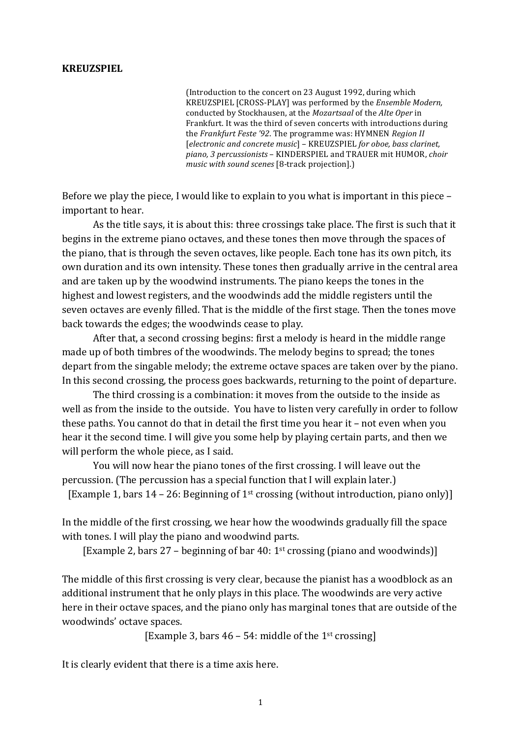**KREUZSPIEL**

(Introduction to the concert on 23 August 1992, during which KREUZSPIEL [CROSS-PLAY] was performed by the *Ensemble Modern,* conducted by Stockhausen, at the *Mozartsaal* of the *Alte Oper* in Frankfurt. It was the third of seven concerts with introductions during the *Frankfurt Feste '92*. The programme was: HYMNEN *Region II* [*electronic and concrete music*] – KREUZSPIEL *for oboe, bass clarinet, piano, 3 percussionists* – KINDERSPIEL and TRAUER mit HUMOR, *choir music with sound scenes* [8-track projection].)

Before we play the piece, I would like to explain to you what is important in this piece – important to hear.

As the title says, it is about this: three crossings take place. The first is such that it begins in the extreme piano octaves, and these tones then move through the spaces of the piano, that is through the seven octaves, like people. Each tone has its own pitch, its own duration and its own intensity. These tones then gradually arrive in the central area and are taken up by the woodwind instruments. The piano keeps the tones in the highest and lowest registers, and the woodwinds add the middle registers until the seven octaves are evenly filled. That is the middle of the first stage. Then the tones move back towards the edges; the woodwinds cease to play.

After that, a second crossing begins: first a melody is heard in the middle range made up of both timbres of the woodwinds. The melody begins to spread; the tones depart from the singable melody; the extreme octave spaces are taken over by the piano. In this second crossing, the process goes backwards, returning to the point of departure.

The third crossing is a combination: it moves from the outside to the inside as well as from the inside to the outside. You have to listen very carefully in order to follow these paths. You cannot do that in detail the first time you hear it – not even when you hear it the second time. I will give you some help by playing certain parts, and then we will perform the whole piece, as I said.

You will now hear the piano tones of the first crossing. I will leave out the percussion. (The percussion has a special function that I will explain later.)

[Example 1, bars 14 – 26: Beginning of 1st crossing (without introduction, piano only)]

In the middle of the first crossing, we hear how the woodwinds gradually fill the space with tones. I will play the piano and woodwind parts.

[Example 2, bars 27 – beginning of bar 40: 1st crossing (piano and woodwinds)]

The middle of this first crossing is very clear, because the pianist has a woodblock as an additional instrument that he only plays in this place. The woodwinds are very active here in their octave spaces, and the piano only has marginal tones that are outside of the woodwinds' octave spaces.

[Example 3, bars 46 – 54: middle of the 1st crossing]

It is clearly evident that there is a time axis here.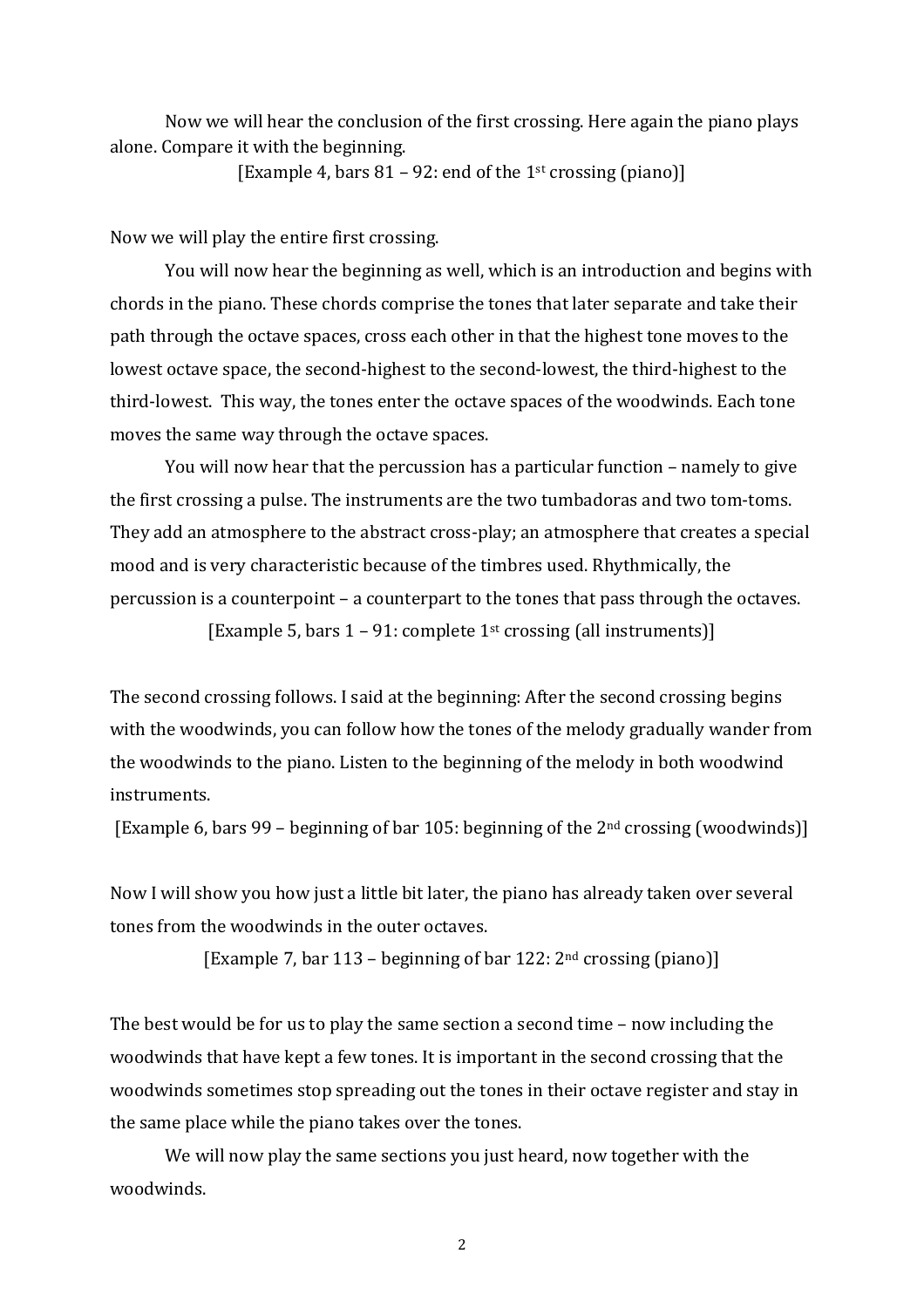Now we will hear the conclusion of the first crossing. Here again the piano plays alone. Compare it with the beginning.

[Example 4, bars 81 – 92: end of the 1st crossing (piano)]

Now we will play the entire first crossing.

You will now hear the beginning as well, which is an introduction and begins with chords in the piano. These chords comprise the tones that later separate and take their path through the octave spaces, cross each other in that the highest tone moves to the lowest octave space, the second-highest to the second-lowest, the third-highest to the third-lowest. This way, the tones enter the octave spaces of the woodwinds. Each tone moves the same way through the octave spaces.

You will now hear that the percussion has a particular function – namely to give the first crossing a pulse. The instruments are the two tumbadoras and two tom-toms. They add an atmosphere to the abstract cross-play; an atmosphere that creates a special mood and is very characteristic because of the timbres used. Rhythmically, the percussion is a counterpoint – a counterpart to the tones that pass through the octaves.

[Example 5, bars 1 – 91: complete 1st crossing (all instruments)]

The second crossing follows. I said at the beginning: After the second crossing begins with the woodwinds, you can follow how the tones of the melody gradually wander from the woodwinds to the piano. Listen to the beginning of the melody in both woodwind instruments.

[Example 6, bars 99 – beginning of bar 105: beginning of the 2nd crossing (woodwinds)]

Now I will show you how just a little bit later, the piano has already taken over several tones from the woodwinds in the outer octaves.

[Example 7, bar 113 – beginning of bar 122: 2nd crossing (piano)]

The best would be for us to play the same section a second time – now including the woodwinds that have kept a few tones. It is important in the second crossing that the woodwinds sometimes stop spreading out the tones in their octave register and stay in the same place while the piano takes over the tones.

We will now play the same sections you just heard, now together with the woodwinds.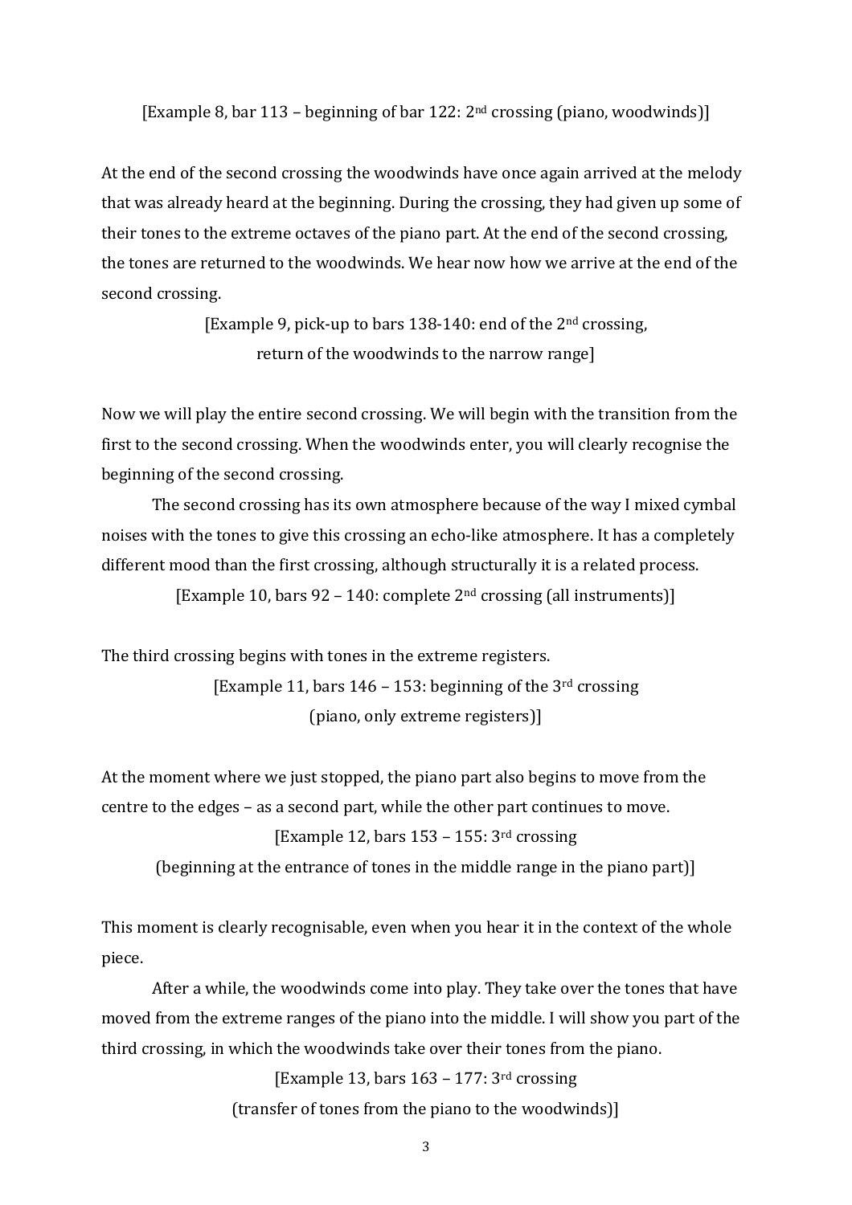[Example 8, bar 113 – beginning of bar 122: 2nd crossing (piano, woodwinds)]

At the end of the second crossing the woodwinds have once again arrived at the melody that was already heard at the beginning. During the crossing, they had given up some of their tones to the extreme octaves of the piano part. At the end of the second crossing, the tones are returned to the woodwinds. We hear now how we arrive at the end of the second crossing.

[Example 9, pick-up to bars 138-140: end of the 2nd crossing,
return of the woodwinds to the narrow range]

Now we will play the entire second crossing. We will begin with the transition from the first to the second crossing. When the woodwinds enter, you will clearly recognise the beginning of the second crossing.

The second crossing has its own atmosphere because of the way I mixed cymbal noises with the tones to give this crossing an echo-like atmosphere. It has a completely different mood than the first crossing, although structurally it is a related process.

[Example 10, bars 92 – 140: complete 2nd crossing (all instruments)]

The third crossing begins with tones in the extreme registers.

[Example 11, bars 146 – 153: beginning of the 3rd crossing
(piano, only extreme registers)]

At the moment where we just stopped, the piano part also begins to move from the centre to the edges – as a second part, while the other part continues to move.

[Example 12, bars 153 – 155: 3rd crossing
(beginning at the entrance of tones in the middle range in the piano part)]

This moment is clearly recognisable, even when you hear it in the context of the whole piece.

After a while, the woodwinds come into play. They take over the tones that have moved from the extreme ranges of the piano into the middle. I will show you part of the third crossing, in which the woodwinds take over their tones from the piano.

[Example 13, bars 163 – 177: 3rd crossing
(transfer of tones from the piano to the woodwinds)]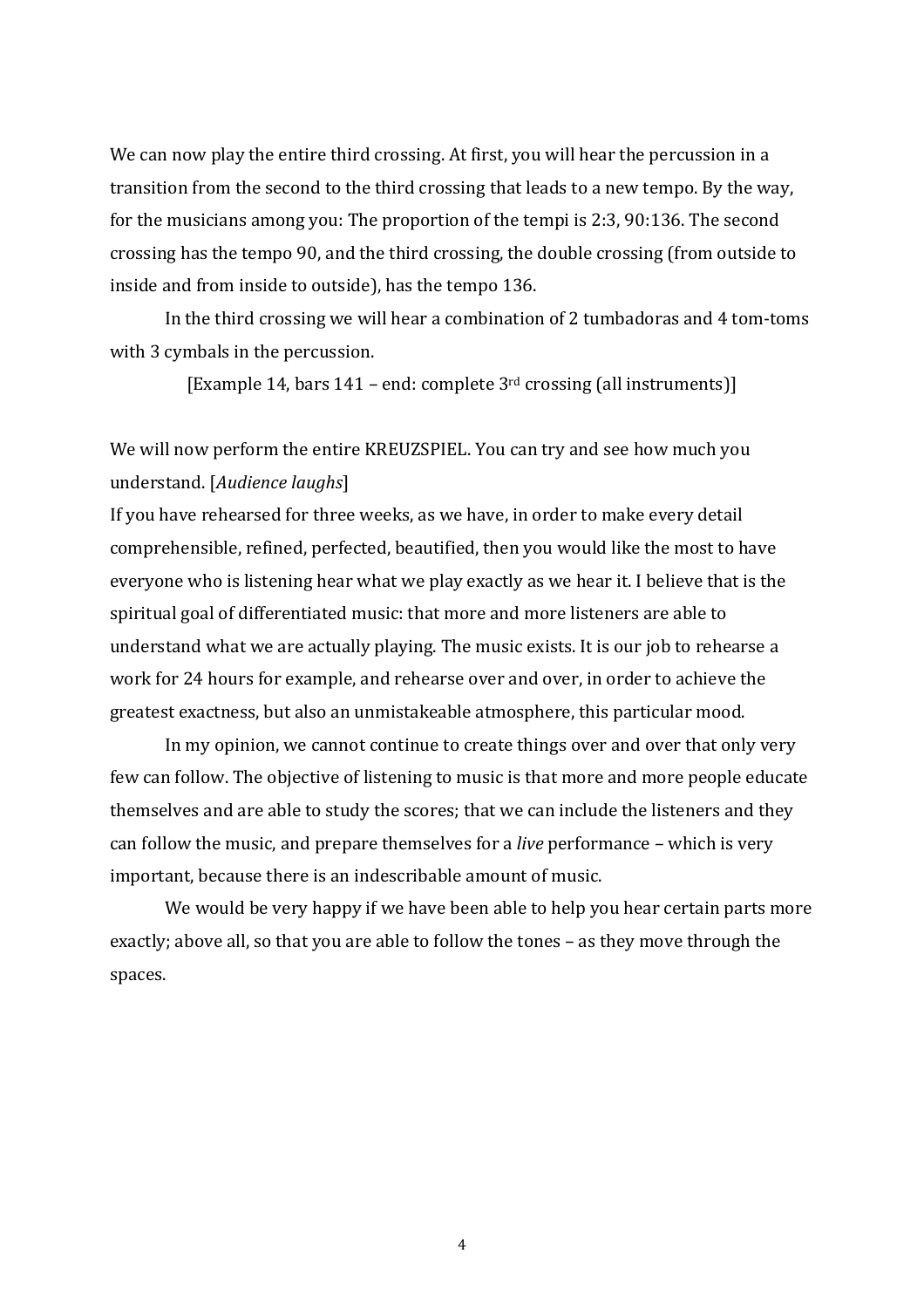We can now play the entire third crossing. At first, you will hear the percussion in a transition from the second to the third crossing that leads to a new tempo. By the way, for the musicians among you: The proportion of the tempi is 2:3, 90:136. The second crossing has the tempo 90, and the third crossing, the double crossing (from outside to inside and from inside to outside), has the tempo 136.

In the third crossing we will hear a combination of 2 tumbadoras and 4 tom-toms with 3 cymbals in the percussion.

[Example 14, bars 141 – end: complete 3rd crossing (all instruments)]

We will now perform the entire KREUZSPIEL. You can try and see how much you understand. [*Audience laughs*]

If you have rehearsed for three weeks, as we have, in order to make every detail comprehensible, refined, perfected, beautified, then you would like the most to have everyone who is listening hear what we play exactly as we hear it. I believe that is the spiritual goal of differentiated music: that more and more listeners are able to understand what we are actually playing. The music exists. It is our job to rehearse a work for 24 hours for example, and rehearse over and over, in order to achieve the greatest exactness, but also an unmistakeable atmosphere, this particular mood.

In my opinion, we cannot continue to create things over and over that only very few can follow. The objective of listening to music is that more and more people educate themselves and are able to study the scores; that we can include the listeners and they can follow the music, and prepare themselves for a *live* performance – which is very important, because there is an indescribable amount of music.

We would be very happy if we have been able to help you hear certain parts more exactly; above all, so that you are able to follow the tones – as they move through the spaces.